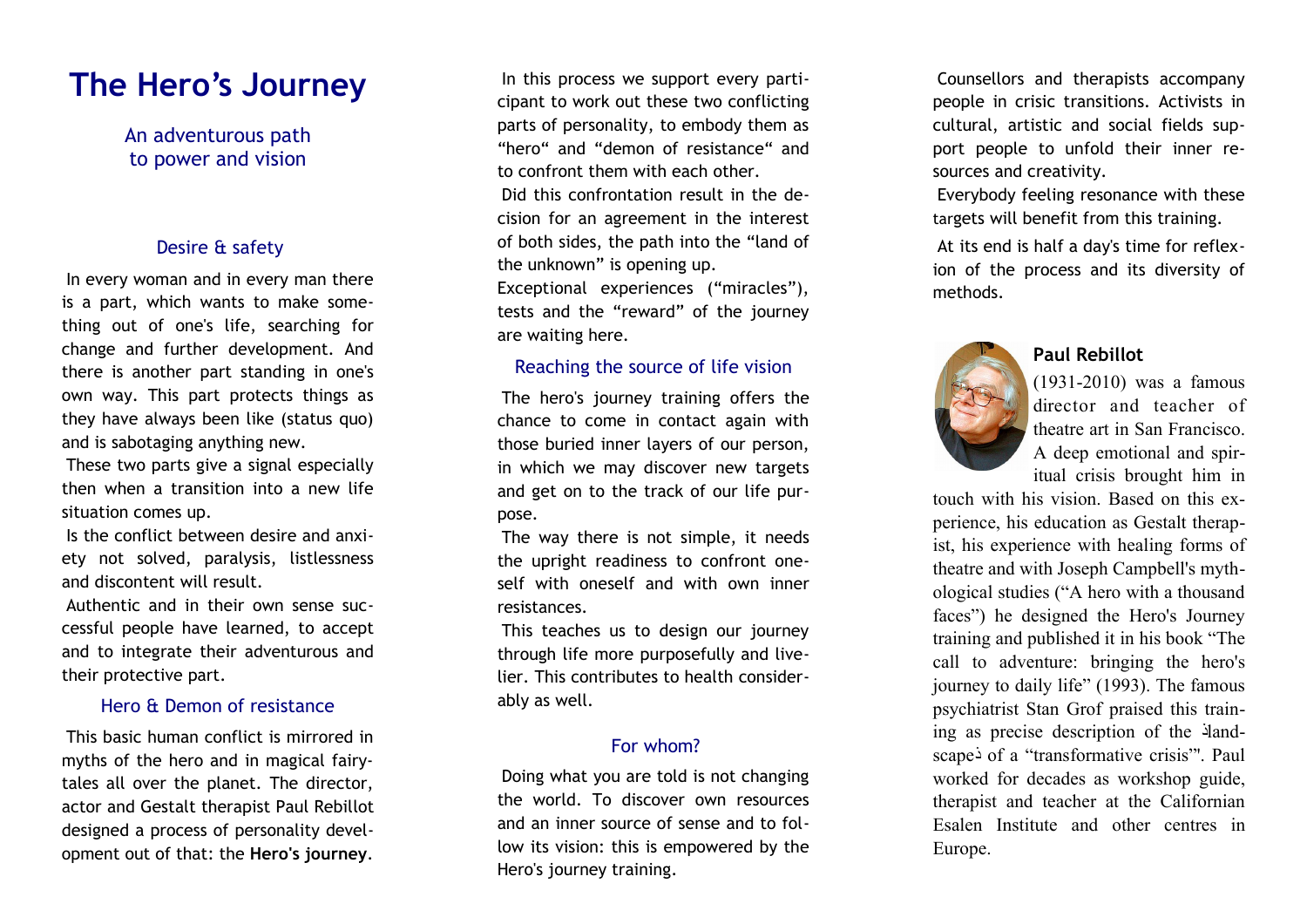# The Hero's Journey

An adventurous path
to power and vision

## Desire & safety

In every woman and in every man there is a part, which wants to make something out of one's life, searching for change and further development. And there is another part standing in one's own way. This part protects things as they have always been like (status quo) and is sabotaging anything new.

These two parts give a signal especially then when a transition into a new life situation comes up.

Is the conflict between desire and anxiety not solved, paralysis, listlessness and discontent will result.

Authentic and in their own sense successful people have learned, to accept and to integrate their adventurous and their protective part.

## Hero & Demon of resistance

This basic human conflict is mirrored in myths of the hero and in magical fairytales all over the planet. The director, actor and Gestalt therapist Paul Rebillot designed a process of personality development out of that: the **Hero's journey**.

In this process we support every participant to work out these two conflicting parts of personality, to embody them as "hero" and "demon of resistance" and to confront them with each other.

Did this confrontation result in the decision for an agreement in the interest of both sides, the path into the "land of the unknown" is opening up.

Exceptional experiences ("miracles"), tests and the "reward" of the journey are waiting here.

## Reaching the source of life vision

The hero's journey training offers the chance to come in contact again with those buried inner layers of our person, in which we may discover new targets and get on to the track of our life purpose.

The way there is not simple, it needs the upright readiness to confront oneself with oneself and with own inner resistances.

This teaches us to design our journey through life more purposefully and livelier. This contributes to health considerably as well.

## For whom?

Doing what you are told is not changing the world. To discover own resources and an inner source of sense and to follow its vision: this is empowered by the Hero's journey training.

Counsellors and therapists accompany people in crisic transitions. Activists in cultural, artistic and social fields support people to unfold their inner resources and creativity.

Everybody feeling resonance with these targets will benefit from this training.

At its end is half a day's time for reflexion of the process and its diversity of methods.

**Paul Rebillot**

(1931-2010) was a famous director and teacher of theatre art in San Francisco. A deep emotional and spiritual crisis brought him in touch with his vision. Based on this experience, his education as Gestalt therapist, his experience with healing forms of theatre and with Joseph Campbell's mythological studies ("A hero with a thousand faces") he designed the Hero's Journey training and published it in his book "The call to adventure: bringing the hero's journey to daily life" (1993). The famous psychiatrist Stan Grof praised this training as precise description of the 'landscape' of a "transformative crisis"'. Paul worked for decades as workshop guide, therapist and teacher at the Californian Esalen Institute and other centres in Europe.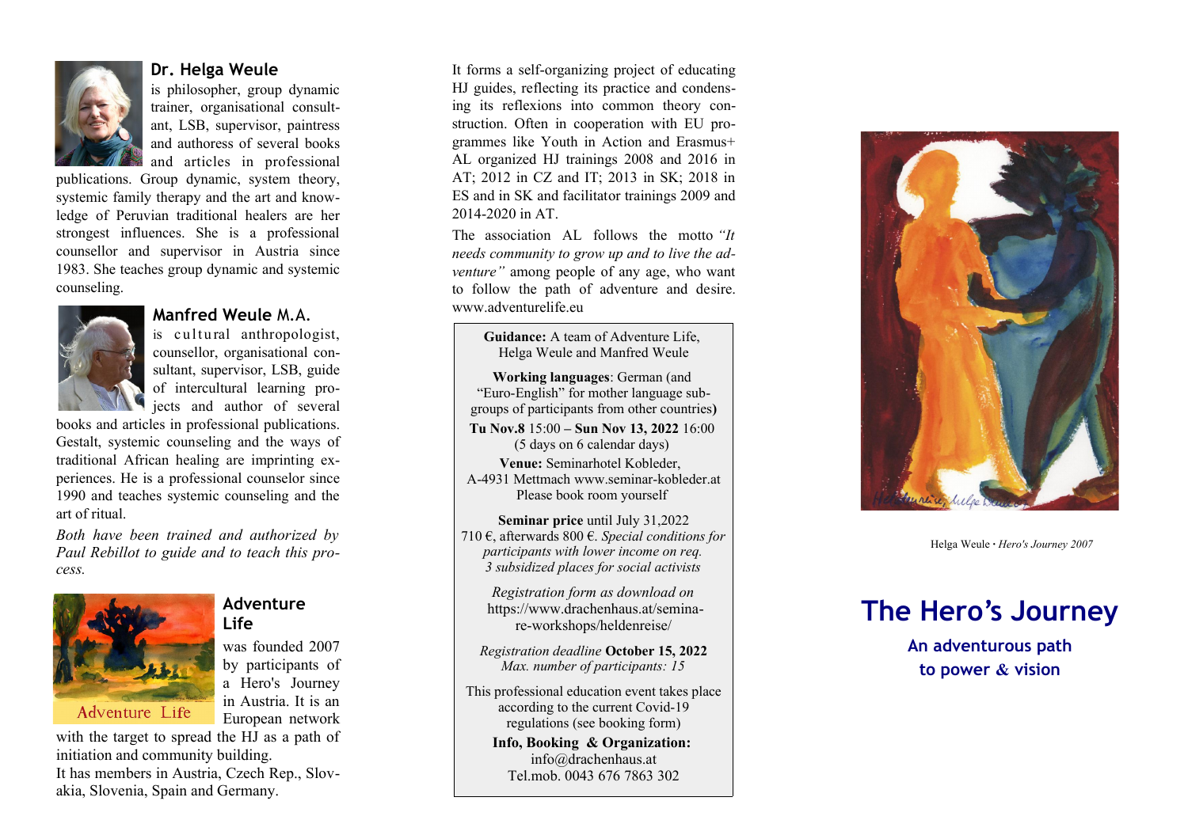### Dr. Helga Weule

is philosopher, group dynamic trainer, organisational consultant, LSB, supervisor, paintress and authoress of several books and articles in professional publications. Group dynamic, system theory, systemic family therapy and the art and knowledge of Peruvian traditional healers are her strongest influences. She is a professional counsellor and supervisor in Austria since 1983. She teaches group dynamic and systemic counseling.

### Manfred Weule M.A.

is cultural anthropologist, counsellor, organisational consultant, supervisor, LSB, guide of intercultural learning projects and author of several books and articles in professional publications. Gestalt, systemic counseling and the ways of traditional African healing are imprinting experiences. He is a professional counselor since 1990 and teaches systemic counseling and the art of ritual.

*Both have been trained and authorized by Paul Rebillot to guide and to teach this process.*

### Adventure Life

Adventure Life

was founded 2007 by participants of a Hero's Journey in Austria. It is an European network with the target to spread the HJ as a path of initiation and community building.
It has members in Austria, Czech Rep., Slovakia, Slovenia, Spain and Germany.

It forms a self-organizing project of educating HJ guides, reflecting its practice and condensing its reflexions into common theory construction. Often in cooperation with EU programmes like Youth in Action and Erasmus+ AL organized HJ trainings 2008 and 2016 in AT; 2012 in CZ and IT; 2013 in SK; 2018 in ES and in SK and facilitator trainings 2009 and 2014-2020 in AT.

The association AL follows the motto *"It needs community to grow up and to live the adventure"* among people of any age, who want to follow the path of adventure and desire. www.adventurelife.eu

**Guidance:** A team of Adventure Life, Helga Weule and Manfred Weule

**Working languages**: German (and "Euro-English" for mother language subgroups of participants from other countries**)**

**Tu Nov.8** 15:00 **– Sun Nov 13, 2022** 16:00
(5 days on 6 calendar days)

**Venue:** Seminarhotel Kobleder,
A-4931 Mettmach www.seminar-kobleder.at
Please book room yourself

**Seminar price** until July 31,2022
710 €, afterwards 800 €. *Special conditions for participants with lower income on req.*
*3 subsidized places for social activists*

*Registration form as download on*
https://www.drachenhaus.at/seminare-workshops/heldenreise/

*Registration deadline* **October 15, 2022**
*Max. number of participants: 15*

This professional education event takes place according to the current Covid-19 regulations (see booking form)

**Info, Booking & Organization:**
info@drachenhaus.at
Tel.mob. 0043 676 7863 302

Helga Weule · *Hero's Journey 2007*

# The Hero's Journey

**An adventurous path to power & vision**